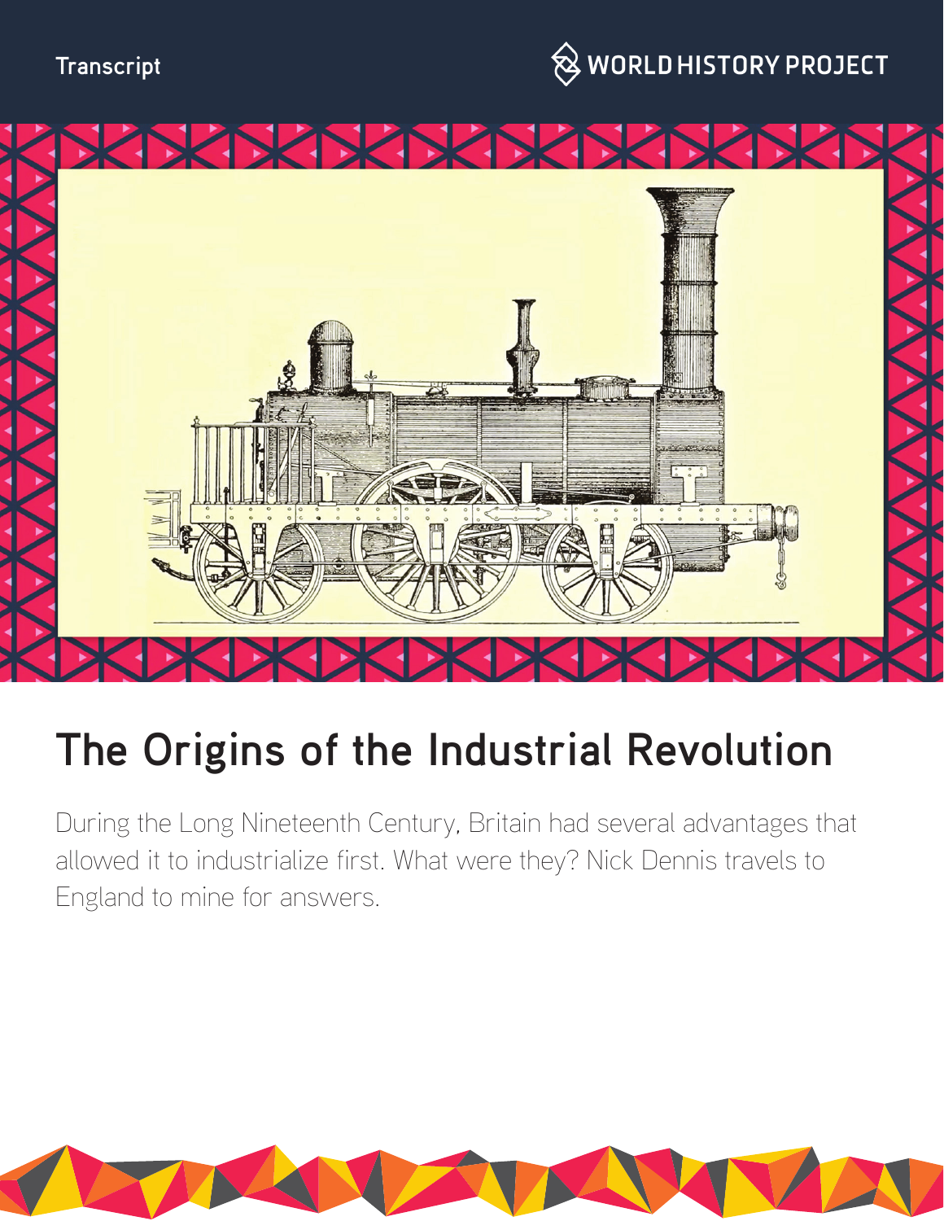Transcript

WORLD HISTORY PROJECT

# The Origins of the Industrial Revolution

During the Long Nineteenth Century, Britain had several advantages that allowed it to industrialize first. What were they? Nick Dennis travels to England to mine for answers.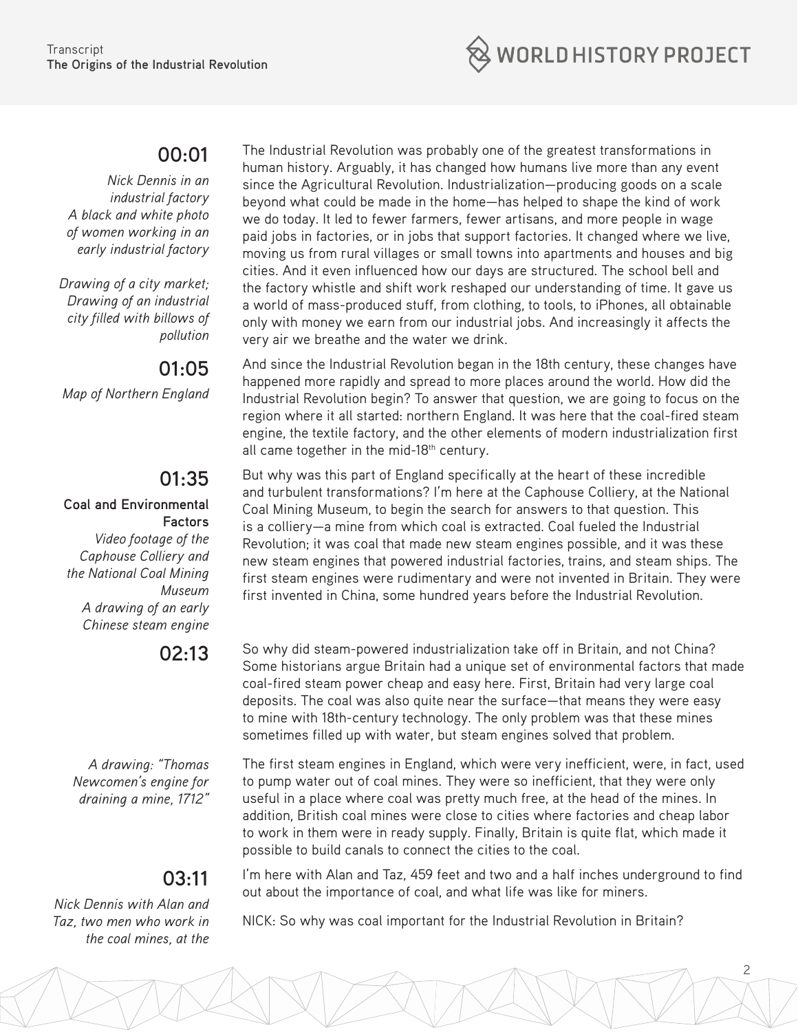**00:01**

*Nick Dennis in an industrial factory*
*A black and white photo of women working in an early industrial factory*

*Drawing of a city market; Drawing of an industrial city filled with billows of pollution*

The Industrial Revolution was probably one of the greatest transformations in human history. Arguably, it has changed how humans live more than any event since the Agricultural Revolution. Industrialization—producing goods on a scale beyond what could be made in the home—has helped to shape the kind of work we do today. It led to fewer farmers, fewer artisans, and more people in wage paid jobs in factories, or in jobs that support factories. It changed where we live, moving us from rural villages or small towns into apartments and houses and big cities. And it even influenced how our days are structured. The school bell and the factory whistle and shift work reshaped our understanding of time. It gave us a world of mass-produced stuff, from clothing, to tools, to iPhones, all obtainable only with money we earn from our industrial jobs. And increasingly it affects the very air we breathe and the water we drink.

**01:05**

*Map of Northern England*

And since the Industrial Revolution began in the 18th century, these changes have happened more rapidly and spread to more places around the world. How did the Industrial Revolution begin? To answer that question, we are going to focus on the region where it all started: northern England. It was here that the coal-fired steam engine, the textile factory, and the other elements of modern industrialization first all came together in the mid-18th century.

**01:35**

**Coal and Environmental Factors**

*Video footage of the Caphouse Colliery and the National Coal Mining Museum*
*A drawing of an early Chinese steam engine*

But why was this part of England specifically at the heart of these incredible and turbulent transformations? I'm here at the Caphouse Colliery, at the National Coal Mining Museum, to begin the search for answers to that question. This is a colliery—a mine from which coal is extracted. Coal fueled the Industrial Revolution; it was coal that made new steam engines possible, and it was these new steam engines that powered industrial factories, trains, and steam ships. The first steam engines were rudimentary and were not invented in Britain. They were first invented in China, some hundred years before the Industrial Revolution.

**02:13**

So why did steam-powered industrialization take off in Britain, and not China? Some historians argue Britain had a unique set of environmental factors that made coal-fired steam power cheap and easy here. First, Britain had very large coal deposits. The coal was also quite near the surface—that means they were easy to mine with 18th-century technology. The only problem was that these mines sometimes filled up with water, but steam engines solved that problem.

*A drawing: "Thomas Newcomen's engine for draining a mine, 1712"*

The first steam engines in England, which were very inefficient, were, in fact, used to pump water out of coal mines. They were so inefficient, that they were only useful in a place where coal was pretty much free, at the head of the mines. In addition, British coal mines were close to cities where factories and cheap labor to work in them were in ready supply. Finally, Britain is quite flat, which made it possible to build canals to connect the cities to the coal.

**03:11**

*Nick Dennis with Alan and Taz, two men who work in the coal mines, at the*

I'm here with Alan and Taz, 459 feet and two and a half inches underground to find out about the importance of coal, and what life was like for miners.

NICK: So why was coal important for the Industrial Revolution in Britain?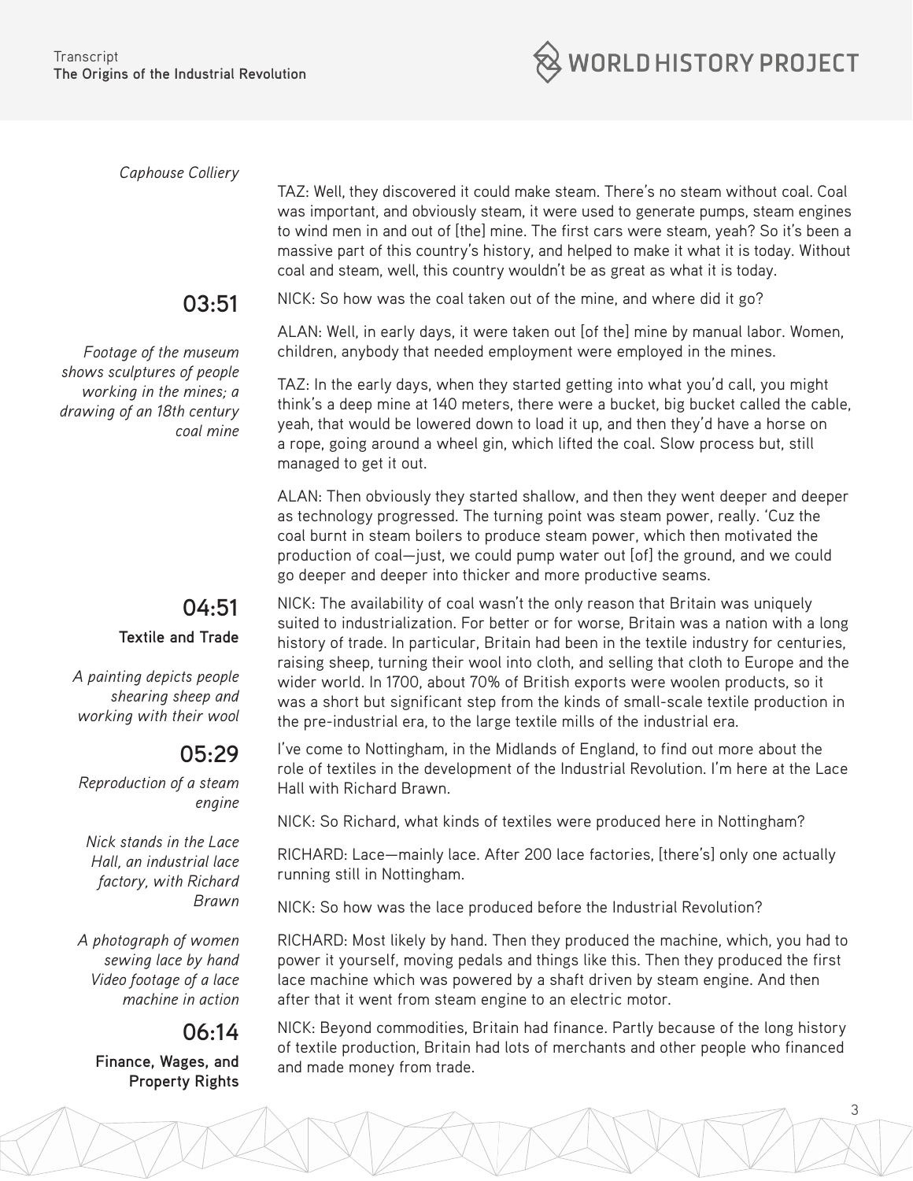*Caphouse Colliery*

TAZ: Well, they discovered it could make steam. There's no steam without coal. Coal was important, and obviously steam, it were used to generate pumps, steam engines to wind men in and out of [the] mine. The first cars were steam, yeah? So it's been a massive part of this country's history, and helped to make it what it is today. Without coal and steam, well, this country wouldn't be as great as what it is today.

**03:51**

*Footage of the museum shows sculptures of people working in the mines; a drawing of an 18th century coal mine*

NICK: So how was the coal taken out of the mine, and where did it go?

ALAN: Well, in early days, it were taken out [of the] mine by manual labor. Women, children, anybody that needed employment were employed in the mines.

TAZ: In the early days, when they started getting into what you'd call, you might think's a deep mine at 140 meters, there were a bucket, big bucket called the cable, yeah, that would be lowered down to load it up, and then they'd have a horse on a rope, going around a wheel gin, which lifted the coal. Slow process but, still managed to get it out.

ALAN: Then obviously they started shallow, and then they went deeper and deeper as technology progressed. The turning point was steam power, really. 'Cuz the coal burnt in steam boilers to produce steam power, which then motivated the production of coal—just, we could pump water out [of] the ground, and we could go deeper and deeper into thicker and more productive seams.

**04:51**

**Textile and Trade**

*A painting depicts people shearing sheep and working with their wool*

NICK: The availability of coal wasn't the only reason that Britain was uniquely suited to industrialization. For better or for worse, Britain was a nation with a long history of trade. In particular, Britain had been in the textile industry for centuries, raising sheep, turning their wool into cloth, and selling that cloth to Europe and the wider world. In 1700, about 70% of British exports were woolen products, so it was a short but significant step from the kinds of small-scale textile production in the pre-industrial era, to the large textile mills of the industrial era.

**05:29**

*Reproduction of a steam engine*

*Nick stands in the Lace Hall, an industrial lace factory, with Richard Brawn*

I've come to Nottingham, in the Midlands of England, to find out more about the role of textiles in the development of the Industrial Revolution. I'm here at the Lace Hall with Richard Brawn.

NICK: So Richard, what kinds of textiles were produced here in Nottingham?

RICHARD: Lace—mainly lace. After 200 lace factories, [there's] only one actually running still in Nottingham.

*A photograph of women sewing lace by hand*
*Video footage of a lace machine in action*

NICK: So how was the lace produced before the Industrial Revolution?

RICHARD: Most likely by hand. Then they produced the machine, which, you had to power it yourself, moving pedals and things like this. Then they produced the first lace machine which was powered by a shaft driven by steam engine. And then after that it went from steam engine to an electric motor.

**06:14**

**Finance, Wages, and Property Rights**

NICK: Beyond commodities, Britain had finance. Partly because of the long history of textile production, Britain had lots of merchants and other people who financed and made money from trade.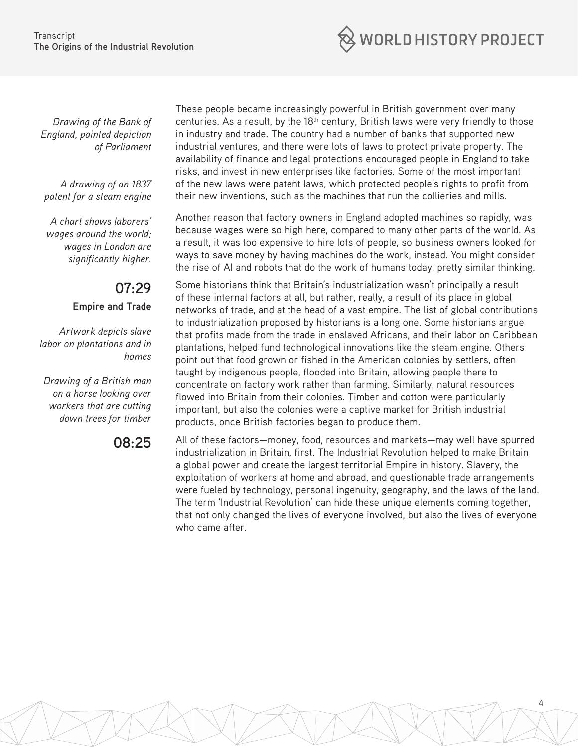*Drawing of the Bank of England, painted depiction of Parliament*

These people became increasingly powerful in British government over many centuries. As a result, by the 18th century, British laws were very friendly to those in industry and trade. The country had a number of banks that supported new industrial ventures, and there were lots of laws to protect private property. The availability of finance and legal protections encouraged people in England to take risks, and invest in new enterprises like factories. Some of the most important of the new laws were patent laws, which protected people's rights to profit from their new inventions, such as the machines that run the collieries and mills.

*A drawing of an 1837 patent for a steam engine*

*A chart shows laborers' wages around the world; wages in London are significantly higher.*

Another reason that factory owners in England adopted machines so rapidly, was because wages were so high here, compared to many other parts of the world. As a result, it was too expensive to hire lots of people, so business owners looked for ways to save money by having machines do the work, instead. You might consider the rise of AI and robots that do the work of humans today, pretty similar thinking.

## 07:29

### Empire and Trade

*Artwork depicts slave labor on plantations and in homes*

Some historians think that Britain's industrialization wasn't principally a result of these internal factors at all, but rather, really, a result of its place in global networks of trade, and at the head of a vast empire. The list of global contributions to industrialization proposed by historians is a long one. Some historians argue that profits made from the trade in enslaved Africans, and their labor on Caribbean plantations, helped fund technological innovations like the steam engine. Others point out that food grown or fished in the American colonies by settlers, often taught by indigenous people, flooded into Britain, allowing people there to concentrate on factory work rather than farming. Similarly, natural resources flowed into Britain from their colonies. Timber and cotton were particularly important, but also the colonies were a captive market for British industrial products, once British factories began to produce them.

*Drawing of a British man on a horse looking over workers that are cutting down trees for timber*

## 08:25

All of these factors—money, food, resources and markets—may well have spurred industrialization in Britain, first. The Industrial Revolution helped to make Britain a global power and create the largest territorial Empire in history. Slavery, the exploitation of workers at home and abroad, and questionable trade arrangements were fueled by technology, personal ingenuity, geography, and the laws of the land. The term 'Industrial Revolution' can hide these unique elements coming together, that not only changed the lives of everyone involved, but also the lives of everyone who came after.